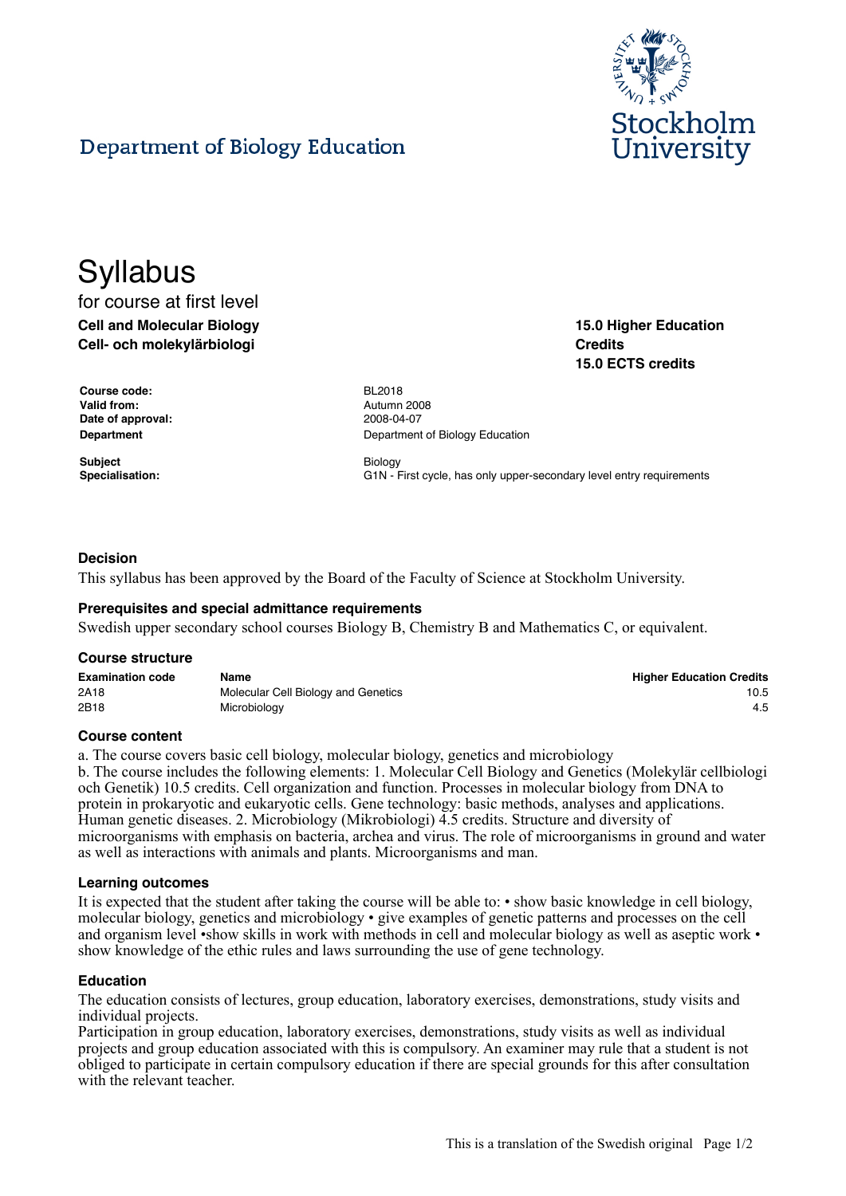Department of Biology Education

# Syllabus

for course at first level

**Cell and Molecular Biology**
**Cell- och molekylärbiologi**

**15.0 Higher Education Credits**
**15.0 ECTS credits**

| | |
|---|---|
| **Course code:** | BL2018 |
| **Valid from:** | Autumn 2008 |
| **Date of approval:** | 2008-04-07 |
| **Department** | Department of Biology Education |
| **Subject** | Biology |
| **Specialisation:** | G1N - First cycle, has only upper-secondary level entry requirements |

### Decision

This syllabus has been approved by the Board of the Faculty of Science at Stockholm University.

### Prerequisites and special admittance requirements

Swedish upper secondary school courses Biology B, Chemistry B and Mathematics C, or equivalent.

### Course structure

| Examination code | Name | Higher Education Credits |
|---|---|---|
| 2A18 | Molecular Cell Biology and Genetics | 10.5 |
| 2B18 | Microbiology | 4.5 |

### Course content

a. The course covers basic cell biology, molecular biology, genetics and microbiology
b. The course includes the following elements: 1. Molecular Cell Biology and Genetics (Molekylär cellbiologi och Genetik) 10.5 credits. Cell organization and function. Processes in molecular biology from DNA to protein in prokaryotic and eukaryotic cells. Gene technology: basic methods, analyses and applications. Human genetic diseases. 2. Microbiology (Mikrobiologi) 4.5 credits. Structure and diversity of microorganisms with emphasis on bacteria, archea and virus. The role of microorganisms in ground and water as well as interactions with animals and plants. Microorganisms and man.

### Learning outcomes

It is expected that the student after taking the course will be able to: • show basic knowledge in cell biology, molecular biology, genetics and microbiology • give examples of genetic patterns and processes on the cell and organism level •show skills in work with methods in cell and molecular biology as well as aseptic work • show knowledge of the ethic rules and laws surrounding the use of gene technology.

### Education

The education consists of lectures, group education, laboratory exercises, demonstrations, study visits and individual projects.
Participation in group education, laboratory exercises, demonstrations, study visits as well as individual projects and group education associated with this is compulsory. An examiner may rule that a student is not obliged to participate in certain compulsory education if there are special grounds for this after consultation with the relevant teacher.

This is a translation of the Swedish original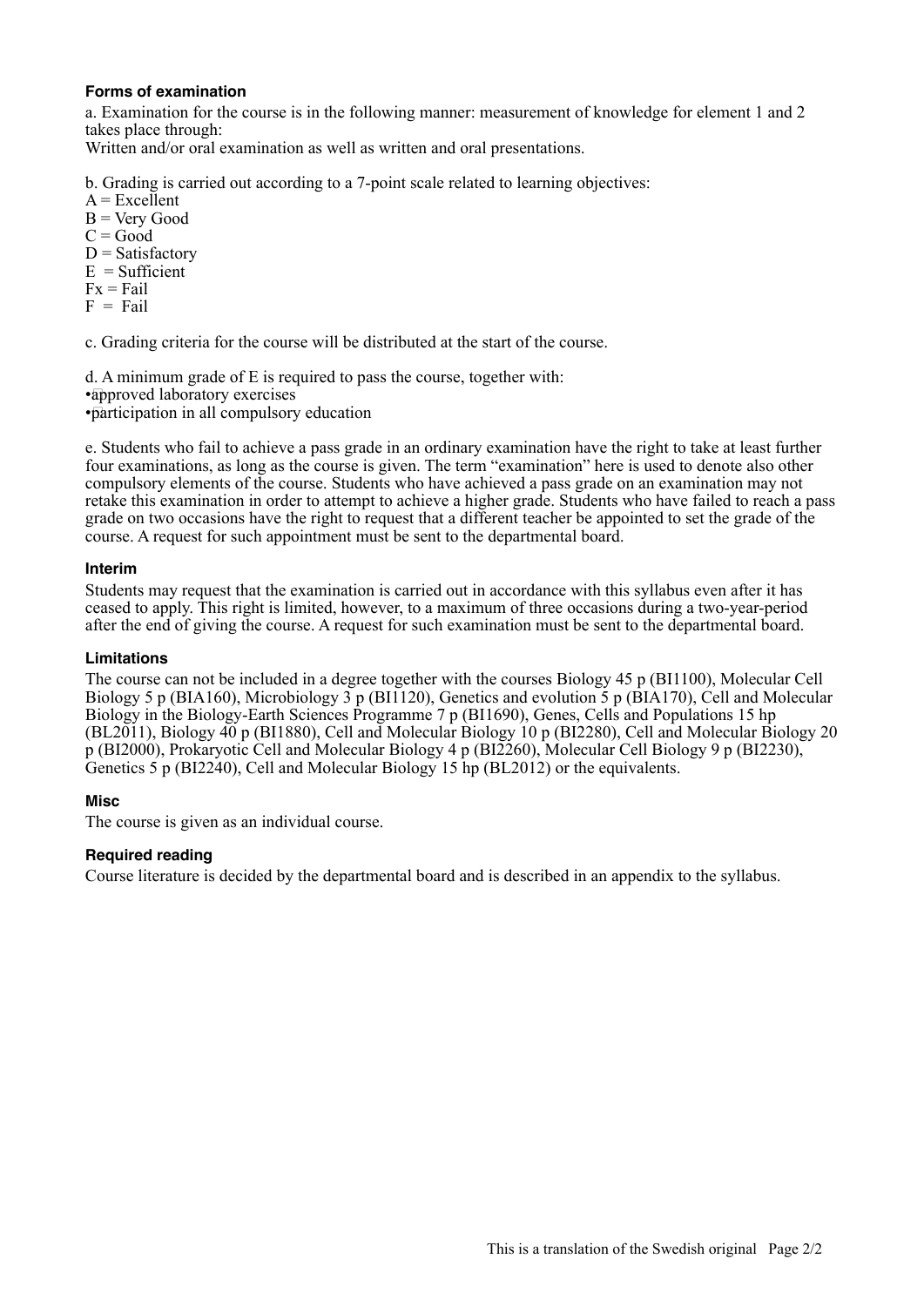### Forms of examination

a. Examination for the course is in the following manner: measurement of knowledge for element 1 and 2 takes place through:
Written and/or oral examination as well as written and oral presentations.

b. Grading is carried out according to a 7-point scale related to learning objectives:
A = Excellent
B = Very Good
C = Good
D = Satisfactory
E = Sufficient
Fx = Fail
F = Fail

c. Grading criteria for the course will be distributed at the start of the course.

d. A minimum grade of E is required to pass the course, together with:
•approved laboratory exercises
•participation in all compulsory education

e. Students who fail to achieve a pass grade in an ordinary examination have the right to take at least further four examinations, as long as the course is given. The term "examination" here is used to denote also other compulsory elements of the course. Students who have achieved a pass grade on an examination may not retake this examination in order to attempt to achieve a higher grade. Students who have failed to reach a pass grade on two occasions have the right to request that a different teacher be appointed to set the grade of the course. A request for such appointment must be sent to the departmental board.

### Interim

Students may request that the examination is carried out in accordance with this syllabus even after it has ceased to apply. This right is limited, however, to a maximum of three occasions during a two-year-period after the end of giving the course. A request for such examination must be sent to the departmental board.

### Limitations

The course can not be included in a degree together with the courses Biology 45 p (BI1100), Molecular Cell Biology 5 p (BIA160), Microbiology 3 p (BI1120), Genetics and evolution 5 p (BIA170), Cell and Molecular Biology in the Biology-Earth Sciences Programme 7 p (BI1690), Genes, Cells and Populations 15 hp (BL2011), Biology 40 p (BI1880), Cell and Molecular Biology 10 p (BI2280), Cell and Molecular Biology 20 p (BI2000), Prokaryotic Cell and Molecular Biology 4 p (BI2260), Molecular Cell Biology 9 p (BI2230), Genetics 5 p (BI2240), Cell and Molecular Biology 15 hp (BL2012) or the equivalents.

### Misc

The course is given as an individual course.

### Required reading

Course literature is decided by the departmental board and is described in an appendix to the syllabus.

This is a translation of the Swedish original